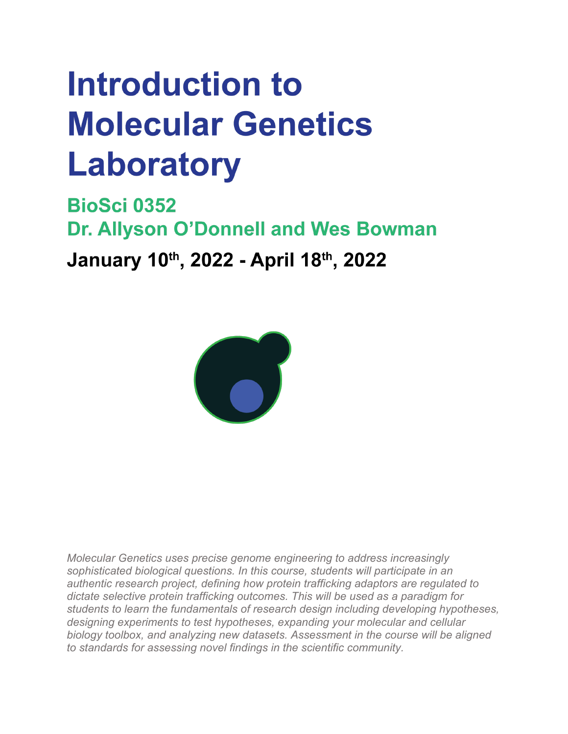# Introduction to Molecular Genetics Laboratory

## BioSci 0352
## Dr. Allyson O'Donnell and Wes Bowman

### January 10th, 2022 - April 18th, 2022

*Molecular Genetics uses precise genome engineering to address increasingly sophisticated biological questions. In this course, students will participate in an authentic research project, defining how protein trafficking adaptors are regulated to dictate selective protein trafficking outcomes. This will be used as a paradigm for students to learn the fundamentals of research design including developing hypotheses, designing experiments to test hypotheses, expanding your molecular and cellular biology toolbox, and analyzing new datasets. Assessment in the course will be aligned to standards for assessing novel findings in the scientific community.*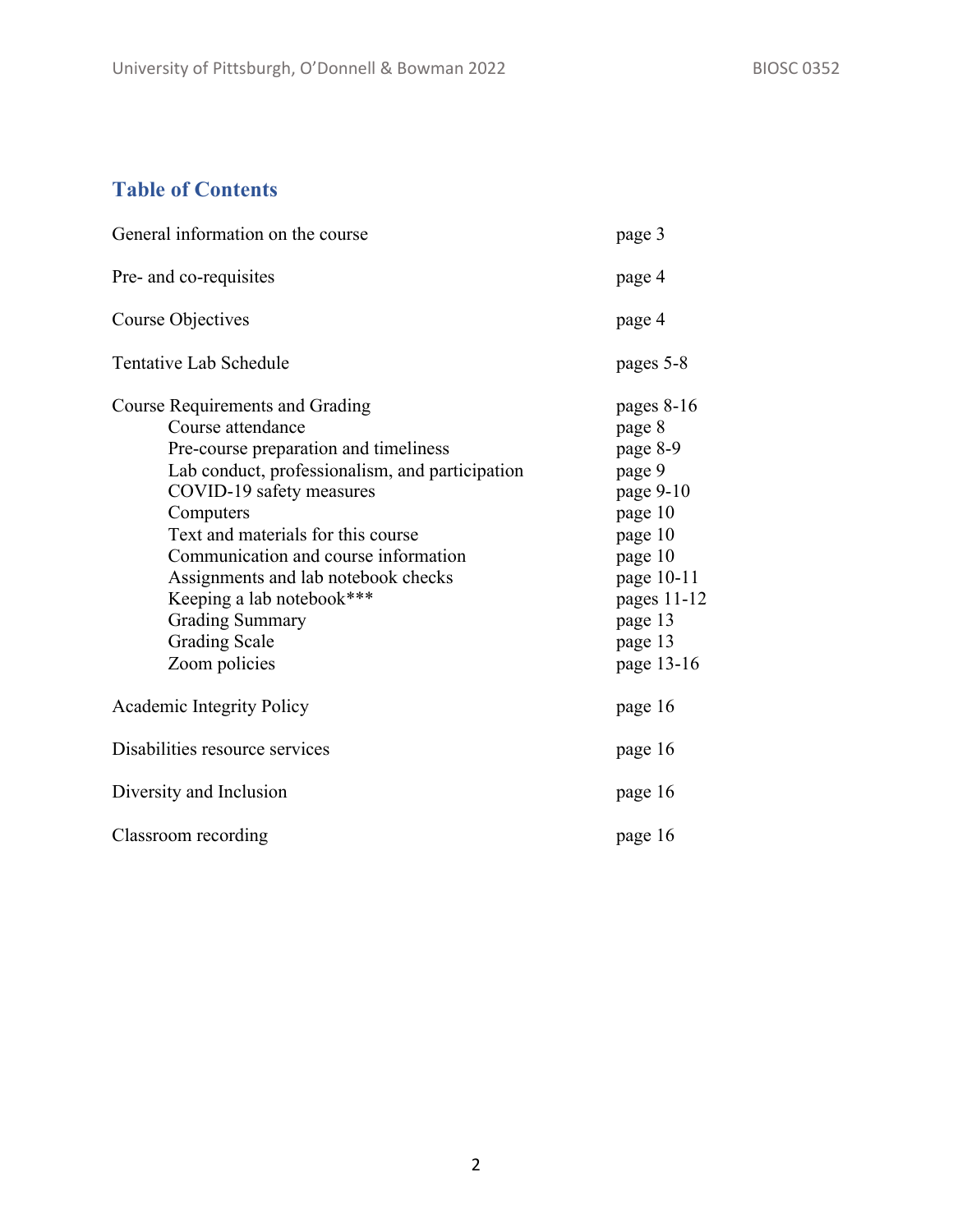## Table of Contents

| | |
|---|---|
| General information on the course | page 3 |
| Pre- and co-requisites | page 4 |
| Course Objectives | page 4 |
| Tentative Lab Schedule | pages 5-8 |
| Course Requirements and Grading | pages 8-16 |
| Course attendance | page 8 |
| Pre-course preparation and timeliness | page 8-9 |
| Lab conduct, professionalism, and participation | page 9 |
| COVID-19 safety measures | page 9-10 |
| Computers | page 10 |
| Text and materials for this course | page 10 |
| Communication and course information | page 10 |
| Assignments and lab notebook checks | page 10-11 |
| Keeping a lab notebook*** | pages 11-12 |
| Grading Summary | page 13 |
| Grading Scale | page 13 |
| Zoom policies | page 13-16 |
| Academic Integrity Policy | page 16 |
| Disabilities resource services | page 16 |
| Diversity and Inclusion | page 16 |
| Classroom recording | page 16 |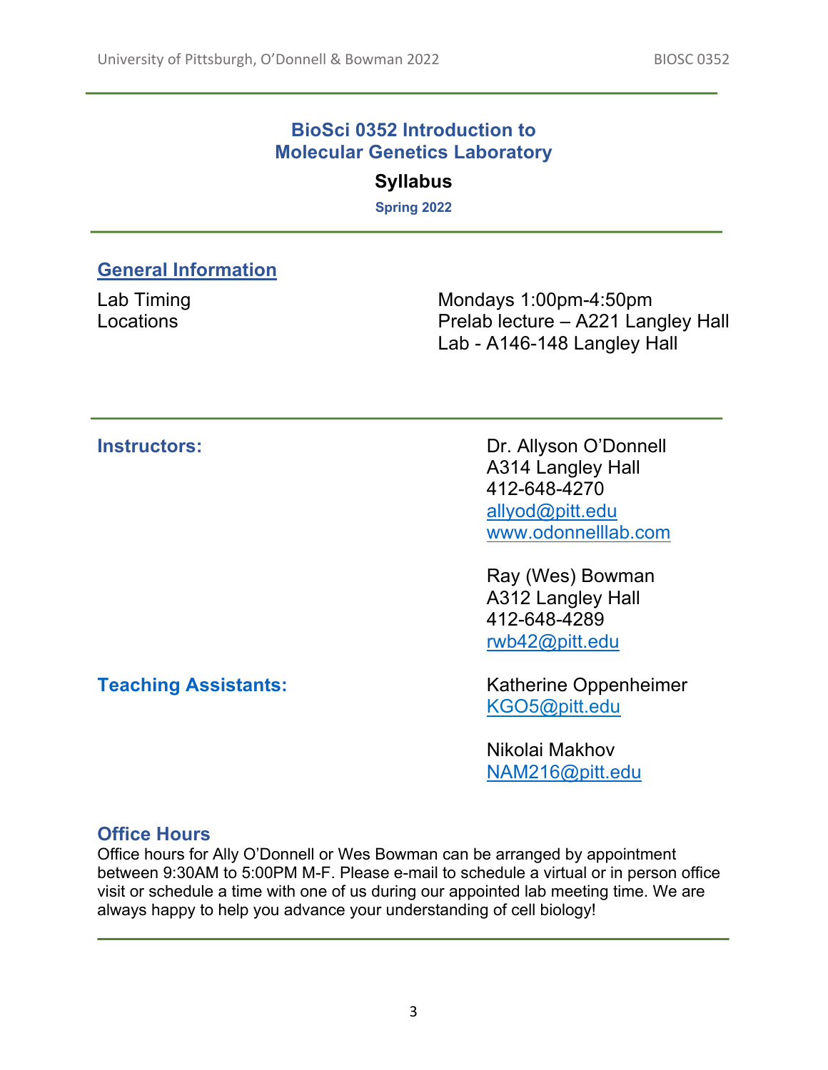# BioSci 0352 Introduction to Molecular Genetics Laboratory

**Syllabus**

**Spring 2022**

---

## General Information

| | |
|---|---|
| Lab Timing | Mondays 1:00pm-4:50pm |
| Locations | Prelab lecture – A221 Langley Hall |
| | Lab - A146-148 Langley Hall |

---

### Instructors:

Dr. Allyson O'Donnell
A314 Langley Hall
412-648-4270
allyod@pitt.edu
www.odonnelllab.com

Ray (Wes) Bowman
A312 Langley Hall
412-648-4289
rwb42@pitt.edu

### Teaching Assistants:

Katherine Oppenheimer
KGO5@pitt.edu

Nikolai Makhov
NAM216@pitt.edu

### Office Hours

Office hours for Ally O'Donnell or Wes Bowman can be arranged by appointment between 9:30AM to 5:00PM M-F. Please e-mail to schedule a virtual or in person office visit or schedule a time with one of us during our appointed lab meeting time. We are always happy to help you advance your understanding of cell biology!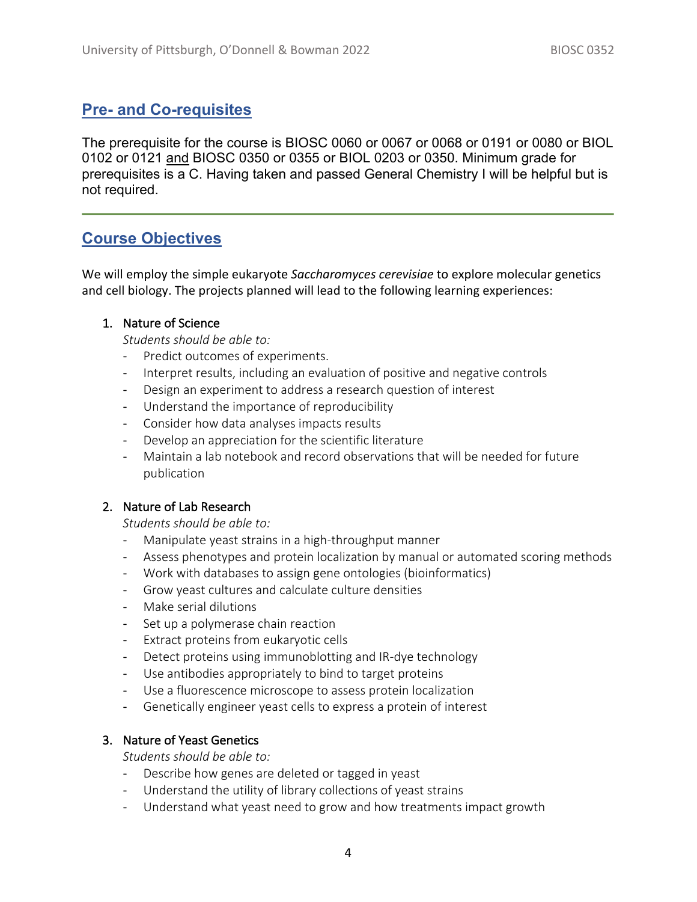## Pre- and Co-requisites

The prerequisite for the course is BIOSC 0060 or 0067 or 0068 or 0191 or 0080 or BIOL 0102 or 0121 and BIOSC 0350 or 0355 or BIOL 0203 or 0350. Minimum grade for prerequisites is a C. Having taken and passed General Chemistry I will be helpful but is not required.

---

## Course Objectives

We will employ the simple eukaryote *Saccharomyces cerevisiae* to explore molecular genetics and cell biology. The projects planned will lead to the following learning experiences:

1. Nature of Science

   *Students should be able to:*
   - Predict outcomes of experiments.
   - Interpret results, including an evaluation of positive and negative controls
   - Design an experiment to address a research question of interest
   - Understand the importance of reproducibility
   - Consider how data analyses impacts results
   - Develop an appreciation for the scientific literature
   - Maintain a lab notebook and record observations that will be needed for future publication

2. Nature of Lab Research

   *Students should be able to:*
   - Manipulate yeast strains in a high-throughput manner
   - Assess phenotypes and protein localization by manual or automated scoring methods
   - Work with databases to assign gene ontologies (bioinformatics)
   - Grow yeast cultures and calculate culture densities
   - Make serial dilutions
   - Set up a polymerase chain reaction
   - Extract proteins from eukaryotic cells
   - Detect proteins using immunoblotting and IR-dye technology
   - Use antibodies appropriately to bind to target proteins
   - Use a fluorescence microscope to assess protein localization
   - Genetically engineer yeast cells to express a protein of interest

3. Nature of Yeast Genetics

   *Students should be able to:*
   - Describe how genes are deleted or tagged in yeast
   - Understand the utility of library collections of yeast strains
   - Understand what yeast need to grow and how treatments impact growth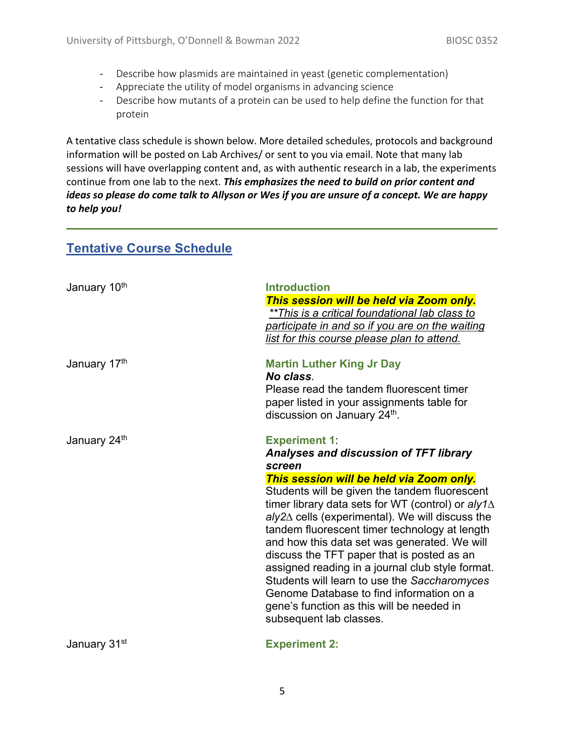- Describe how plasmids are maintained in yeast (genetic complementation)
- Appreciate the utility of model organisms in advancing science
- Describe how mutants of a protein can be used to help define the function for that protein

A tentative class schedule is shown below. More detailed schedules, protocols and background information will be posted on Lab Archives/ or sent to you via email. Note that many lab sessions will have overlapping content and, as with authentic research in a lab, the experiments continue from one lab to the next. ***This emphasizes the need to build on prior content and ideas so please do come talk to Allyson or Wes if you are unsure of a concept. We are happy to help you!***

---

## Tentative Course Schedule

| | |
|---|---|
| January 10th | **Introduction**<br>***This session will be held via Zoom only.***<br>*\*\*This is a critical foundational lab class to participate in and so if you are on the waiting list for this course please plan to attend.* |
| January 17th | **Martin Luther King Jr Day**<br>***No class***.<br>Please read the tandem fluorescent timer paper listed in your assignments table for discussion on January 24th. |
| January 24th | **Experiment 1**:<br>***Analyses and discussion of TFT library screen***<br>***This session will be held via Zoom only.***<br>Students will be given the tandem fluorescent timer library data sets for WT (control) or *aly1*Δ *aly2*Δ cells (experimental). We will discuss the tandem fluorescent timer technology at length and how this data set was generated. We will discuss the TFT paper that is posted as an assigned reading in a journal club style format. Students will learn to use the *Saccharomyces* Genome Database to find information on a gene's function as this will be needed in subsequent lab classes. |
| January 31st | **Experiment 2:** |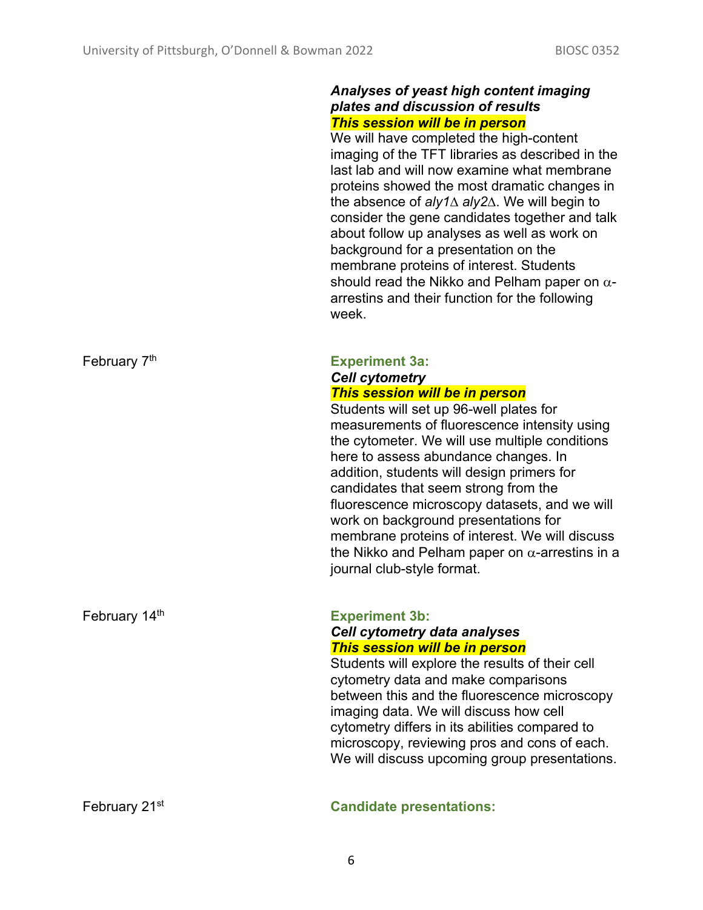***Analyses of yeast high content imaging plates and discussion of results***

***This session will be in person***

We will have completed the high-content imaging of the TFT libraries as described in the last lab and will now examine what membrane proteins showed the most dramatic changes in the absence of *aly1*$\Delta$ *aly2*$\Delta$. We will begin to consider the gene candidates together and talk about follow up analyses as well as work on background for a presentation on the membrane proteins of interest. Students should read the Nikko and Pelham paper on $\alpha$-arrestins and their function for the following week.

February 7th

**Experiment 3a:**

***Cell cytometry***

***This session will be in person***

Students will set up 96-well plates for measurements of fluorescence intensity using the cytometer. We will use multiple conditions here to assess abundance changes. In addition, students will design primers for candidates that seem strong from the fluorescence microscopy datasets, and we will work on background presentations for membrane proteins of interest. We will discuss the Nikko and Pelham paper on $\alpha$-arrestins in a journal club-style format.

February 14th

**Experiment 3b:**

***Cell cytometry data analyses***

***This session will be in person***

Students will explore the results of their cell cytometry data and make comparisons between this and the fluorescence microscopy imaging data. We will discuss how cell cytometry differs in its abilities compared to microscopy, reviewing pros and cons of each. We will discuss upcoming group presentations.

February 21st

**Candidate presentations:**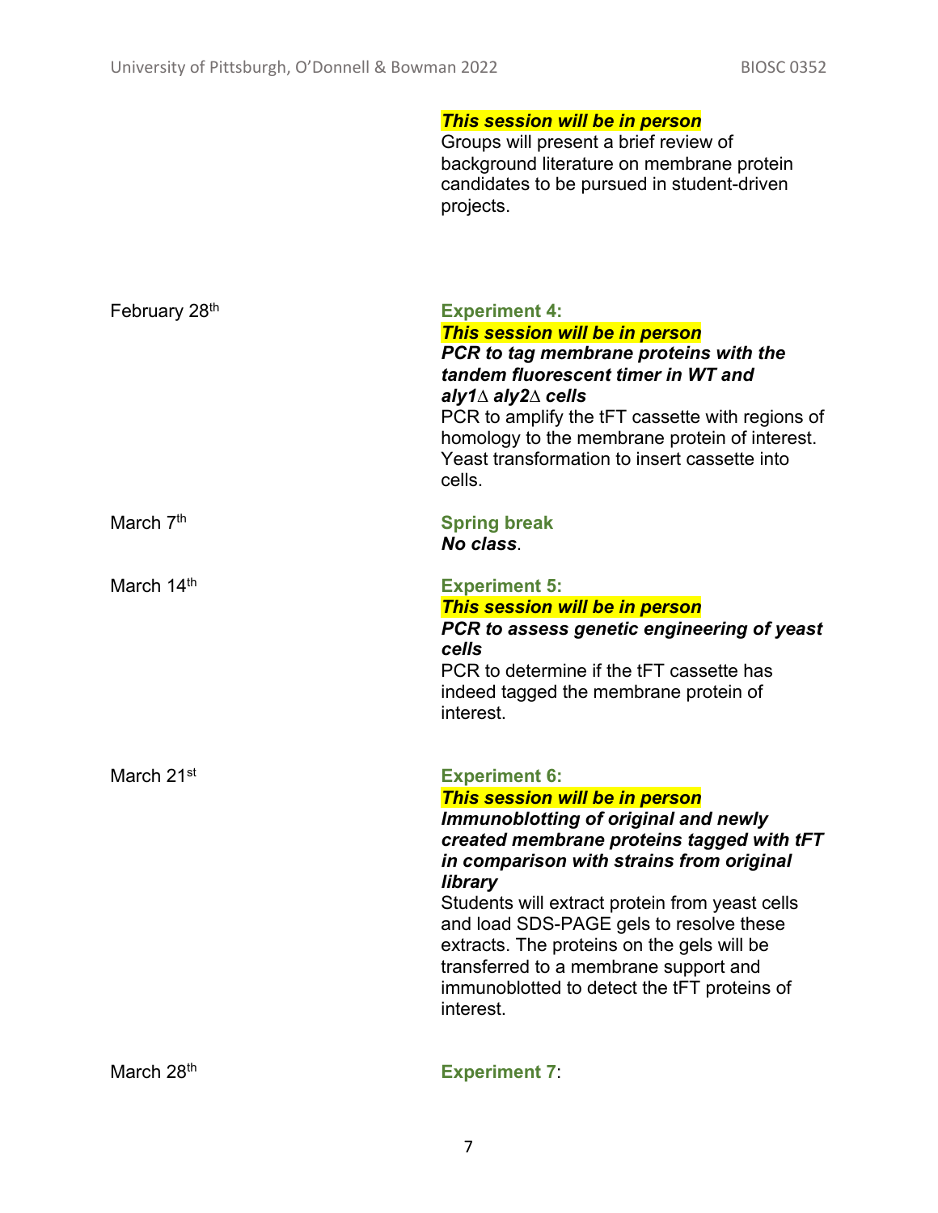***This session will be in person***
Groups will present a brief review of background literature on membrane protein candidates to be pursued in student-driven projects.

| | |
|---|---|
| February 28th | **Experiment 4:**<br>***This session will be in person***<br>***PCR to tag membrane proteins with the tandem fluorescent timer in WT and aly1∆ aly2∆ cells***<br>PCR to amplify the tFT cassette with regions of homology to the membrane protein of interest. Yeast transformation to insert cassette into cells. |
| March 7th | **Spring break**<br>***No class***. |
| March 14th | **Experiment 5:**<br>***This session will be in person***<br>***PCR to assess genetic engineering of yeast cells***<br>PCR to determine if the tFT cassette has indeed tagged the membrane protein of interest. |
| March 21st | **Experiment 6:**<br>***This session will be in person***<br>***Immunoblotting of original and newly created membrane proteins tagged with tFT in comparison with strains from original library***<br>Students will extract protein from yeast cells and load SDS-PAGE gels to resolve these extracts. The proteins on the gels will be transferred to a membrane support and immunoblotted to detect the tFT proteins of interest. |
| March 28th | **Experiment 7**: |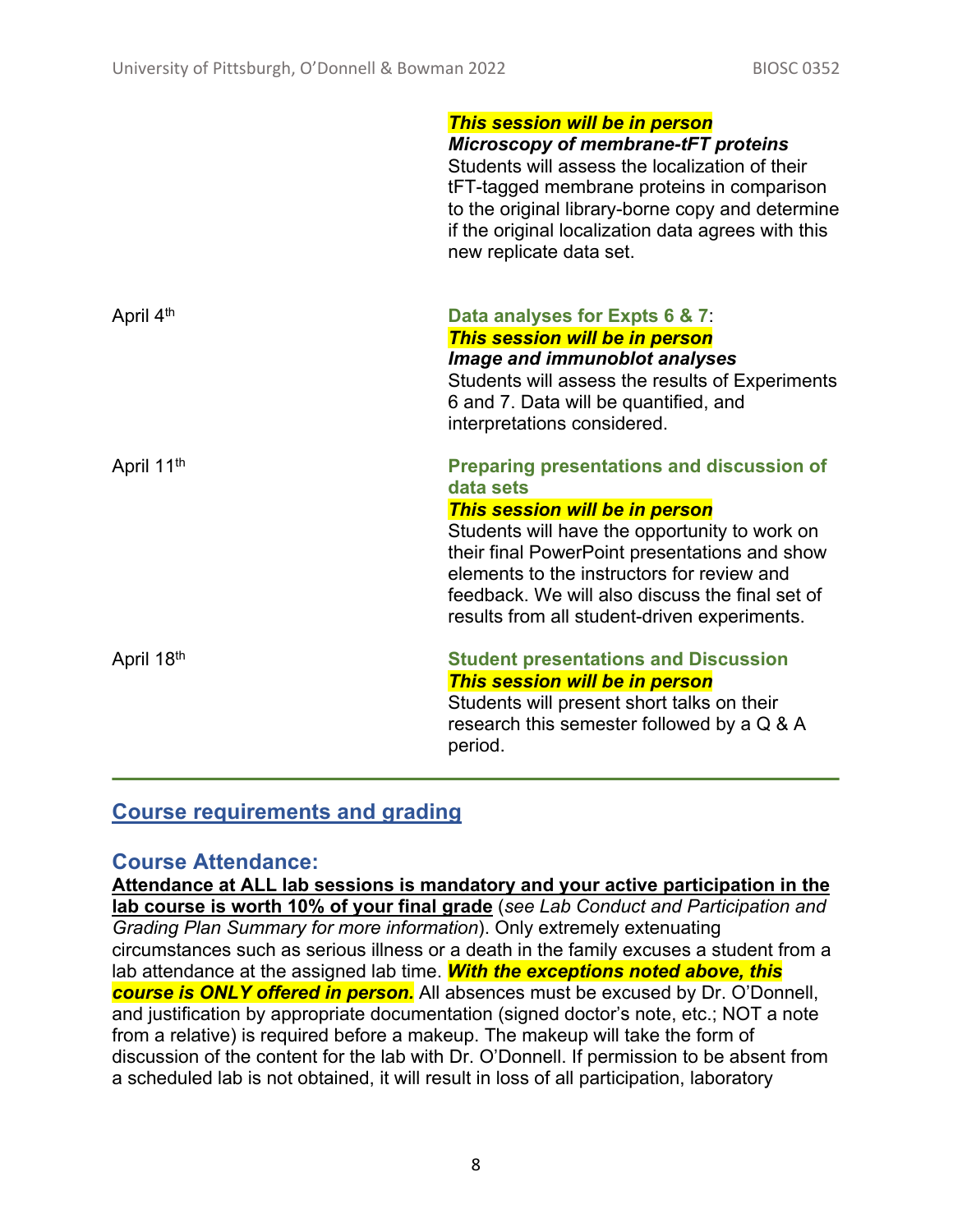| | |
|---|---|
| | ***This session will be in person***<br>***Microscopy of membrane-tFT proteins***<br>Students will assess the localization of their tFT-tagged membrane proteins in comparison to the original library-borne copy and determine if the original localization data agrees with this new replicate data set. |
| April 4th | **Data analyses for Expts 6 & 7**:<br>***This session will be in person***<br>***Image and immunoblot analyses***<br>Students will assess the results of Experiments 6 and 7. Data will be quantified, and interpretations considered. |
| April 11th | **Preparing presentations and discussion of data sets**<br>***This session will be in person***<br>Students will have the opportunity to work on their final PowerPoint presentations and show elements to the instructors for review and feedback. We will also discuss the final set of results from all student-driven experiments. |
| April 18th | **Student presentations and Discussion**<br>***This session will be in person***<br>Students will present short talks on their research this semester followed by a Q & A period. |

---

## Course requirements and grading

### Course Attendance:

**Attendance at ALL lab sessions is mandatory and your active participation in the lab course is worth 10% of your final grade** (*see Lab Conduct and Participation and Grading Plan Summary for more information*). Only extremely extenuating circumstances such as serious illness or a death in the family excuses a student from a lab attendance at the assigned lab time. ***With the exceptions noted above, this course is ONLY offered in person.*** All absences must be excused by Dr. O'Donnell, and justification by appropriate documentation (signed doctor's note, etc.; NOT a note from a relative) is required before a makeup. The makeup will take the form of discussion of the content for the lab with Dr. O'Donnell. If permission to be absent from a scheduled lab is not obtained, it will result in loss of all participation, laboratory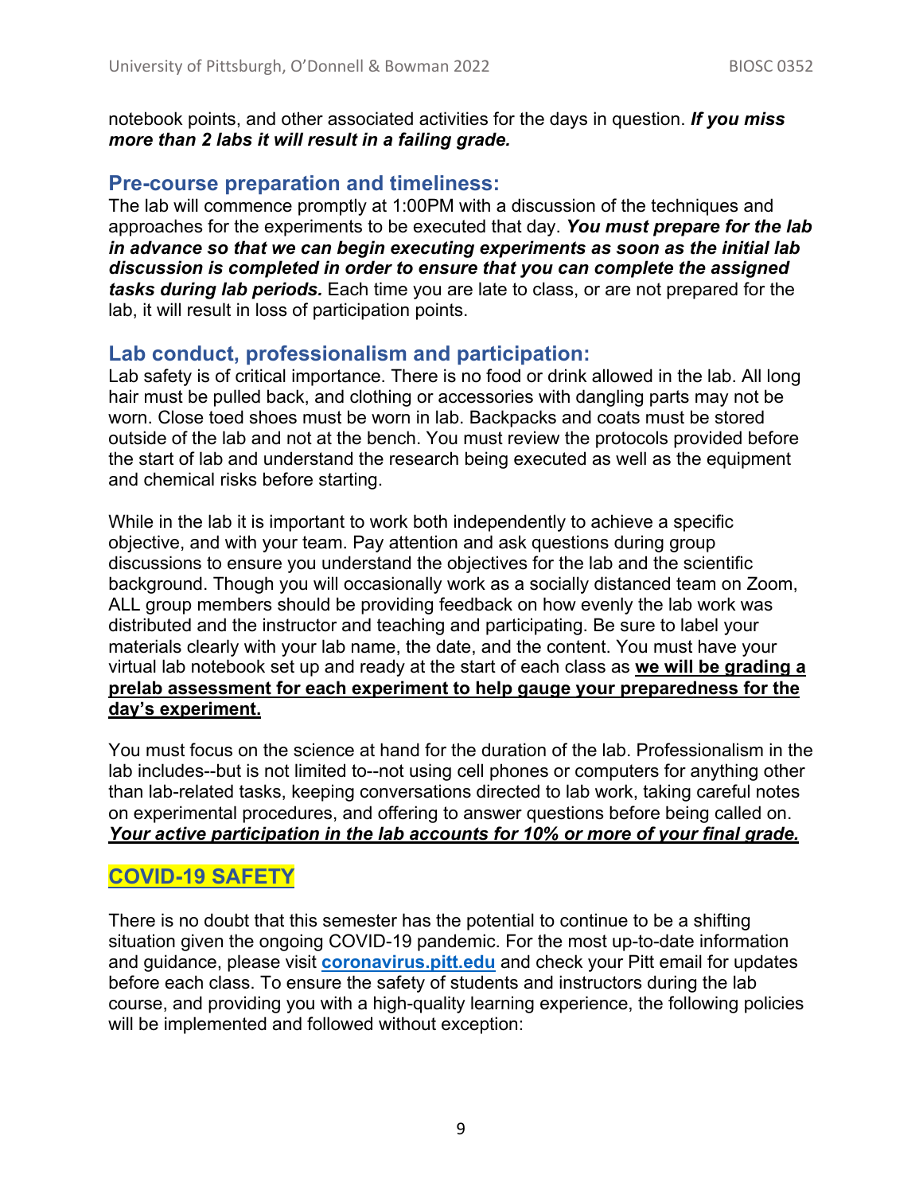notebook points, and other associated activities for the days in question. ***If you miss more than 2 labs it will result in a failing grade.***

## Pre-course preparation and timeliness:

The lab will commence promptly at 1:00PM with a discussion of the techniques and approaches for the experiments to be executed that day. ***You must prepare for the lab in advance so that we can begin executing experiments as soon as the initial lab discussion is completed in order to ensure that you can complete the assigned tasks during lab periods.*** Each time you are late to class, or are not prepared for the lab, it will result in loss of participation points.

## Lab conduct, professionalism and participation:

Lab safety is of critical importance. There is no food or drink allowed in the lab. All long hair must be pulled back, and clothing or accessories with dangling parts may not be worn. Close toed shoes must be worn in lab. Backpacks and coats must be stored outside of the lab and not at the bench. You must review the protocols provided before the start of lab and understand the research being executed as well as the equipment and chemical risks before starting.

While in the lab it is important to work both independently to achieve a specific objective, and with your team. Pay attention and ask questions during group discussions to ensure you understand the objectives for the lab and the scientific background. Though you will occasionally work as a socially distanced team on Zoom, ALL group members should be providing feedback on how evenly the lab work was distributed and the instructor and teaching and participating. Be sure to label your materials clearly with your lab name, the date, and the content. You must have your virtual lab notebook set up and ready at the start of each class as **<u>we will be grading a prelab assessment for each experiment to help gauge your preparedness for the day's experiment.</u>**

You must focus on the science at hand for the duration of the lab. Professionalism in the lab includes--but is not limited to--not using cell phones or computers for anything other than lab-related tasks, keeping conversations directed to lab work, taking careful notes on experimental procedures, and offering to answer questions before being called on. ***<u>Your active participation in the lab accounts for 10% or more of your final grade.</u>***

## COVID-19 SAFETY

There is no doubt that this semester has the potential to continue to be a shifting situation given the ongoing COVID-19 pandemic. For the most up-to-date information and guidance, please visit **coronavirus.pitt.edu** and check your Pitt email for updates before each class. To ensure the safety of students and instructors during the lab course, and providing you with a high-quality learning experience, the following policies will be implemented and followed without exception: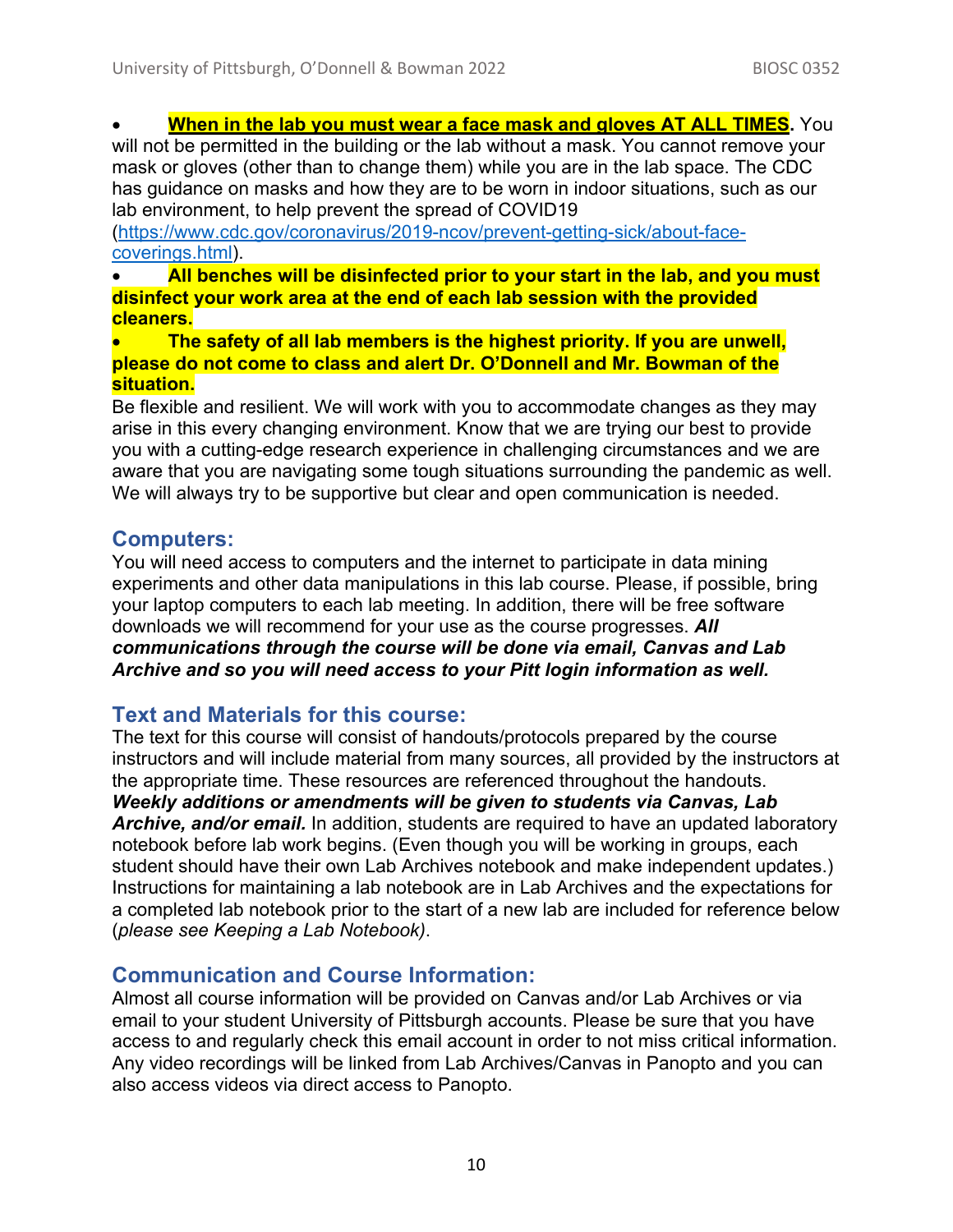- **When in the lab you must wear a face mask and gloves AT ALL TIMES**. You will not be permitted in the building or the lab without a mask. You cannot remove your mask or gloves (other than to change them) while you are in the lab space. The CDC has guidance on masks and how they are to be worn in indoor situations, such as our lab environment, to help prevent the spread of COVID19 (https://www.cdc.gov/coronavirus/2019-ncov/prevent-getting-sick/about-face-coverings.html).
- **All benches will be disinfected prior to your start in the lab, and you must disinfect your work area at the end of each lab session with the provided cleaners.**
- **The safety of all lab members is the highest priority. If you are unwell, please do not come to class and alert Dr. O'Donnell and Mr. Bowman of the situation.**

Be flexible and resilient. We will work with you to accommodate changes as they may arise in this every changing environment. Know that we are trying our best to provide you with a cutting-edge research experience in challenging circumstances and we are aware that you are navigating some tough situations surrounding the pandemic as well. We will always try to be supportive but clear and open communication is needed.

## Computers:

You will need access to computers and the internet to participate in data mining experiments and other data manipulations in this lab course. Please, if possible, bring your laptop computers to each lab meeting. In addition, there will be free software downloads we will recommend for your use as the course progresses. ***All communications through the course will be done via email, Canvas and Lab Archive and so you will need access to your Pitt login information as well.***

## Text and Materials for this course:

The text for this course will consist of handouts/protocols prepared by the course instructors and will include material from many sources, all provided by the instructors at the appropriate time. These resources are referenced throughout the handouts. ***Weekly additions or amendments will be given to students via Canvas, Lab Archive, and/or email.*** In addition, students are required to have an updated laboratory notebook before lab work begins. (Even though you will be working in groups, each student should have their own Lab Archives notebook and make independent updates.) Instructions for maintaining a lab notebook are in Lab Archives and the expectations for a completed lab notebook prior to the start of a new lab are included for reference below (*please see Keeping a Lab Notebook)*.

## Communication and Course Information:

Almost all course information will be provided on Canvas and/or Lab Archives or via email to your student University of Pittsburgh accounts. Please be sure that you have access to and regularly check this email account in order to not miss critical information. Any video recordings will be linked from Lab Archives/Canvas in Panopto and you can also access videos via direct access to Panopto.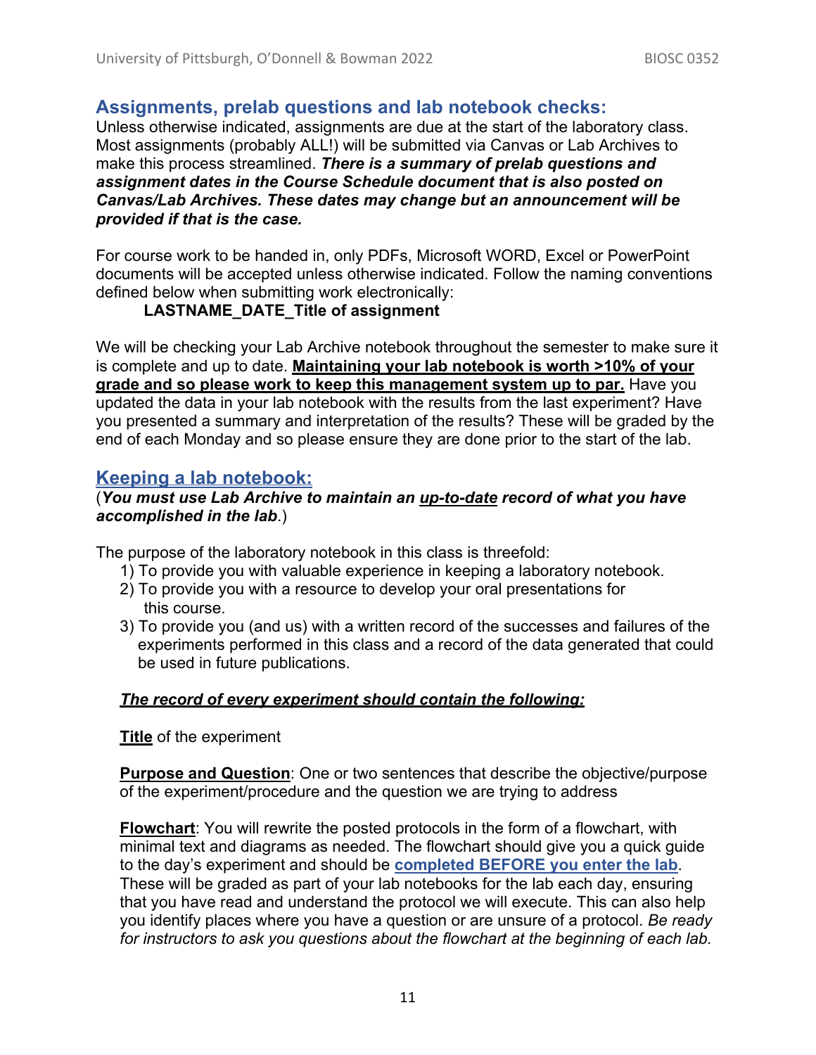## Assignments, prelab questions and lab notebook checks:

Unless otherwise indicated, assignments are due at the start of the laboratory class. Most assignments (probably ALL!) will be submitted via Canvas or Lab Archives to make this process streamlined. ***There is a summary of prelab questions and assignment dates in the Course Schedule document that is also posted on Canvas/Lab Archives. These dates may change but an announcement will be provided if that is the case.***

For course work to be handed in, only PDFs, Microsoft WORD, Excel or PowerPoint documents will be accepted unless otherwise indicated. Follow the naming conventions defined below when submitting work electronically:

**LASTNAME_DATE_Title of assignment**

We will be checking your Lab Archive notebook throughout the semester to make sure it is complete and up to date. <u>**Maintaining your lab notebook is worth >10% of your grade and so please work to keep this management system up to par.**</u> Have you updated the data in your lab notebook with the results from the last experiment? Have you presented a summary and interpretation of the results? These will be graded by the end of each Monday and so please ensure they are done prior to the start of the lab.

## <u>Keeping a lab notebook:</u>

(***You must use Lab Archive to maintain an <u>up-to-date</u> record of what you have accomplished in the lab***.)

The purpose of the laboratory notebook in this class is threefold:

1) To provide you with valuable experience in keeping a laboratory notebook.
2) To provide you with a resource to develop your oral presentations for this course.
3) To provide you (and us) with a written record of the successes and failures of the experiments performed in this class and a record of the data generated that could be used in future publications.

<u>***The record of every experiment should contain the following:***</u>

<u>**Title**</u> of the experiment

<u>**Purpose and Question**</u>: One or two sentences that describe the objective/purpose of the experiment/procedure and the question we are trying to address

<u>**Flowchart**</u>: You will rewrite the posted protocols in the form of a flowchart, with minimal text and diagrams as needed. The flowchart should give you a quick guide to the day's experiment and should be <u>**completed BEFORE you enter the lab**</u>. These will be graded as part of your lab notebooks for the lab each day, ensuring that you have read and understand the protocol we will execute. This can also help you identify places where you have a question or are unsure of a protocol. *Be ready for instructors to ask you questions about the flowchart at the beginning of each lab.*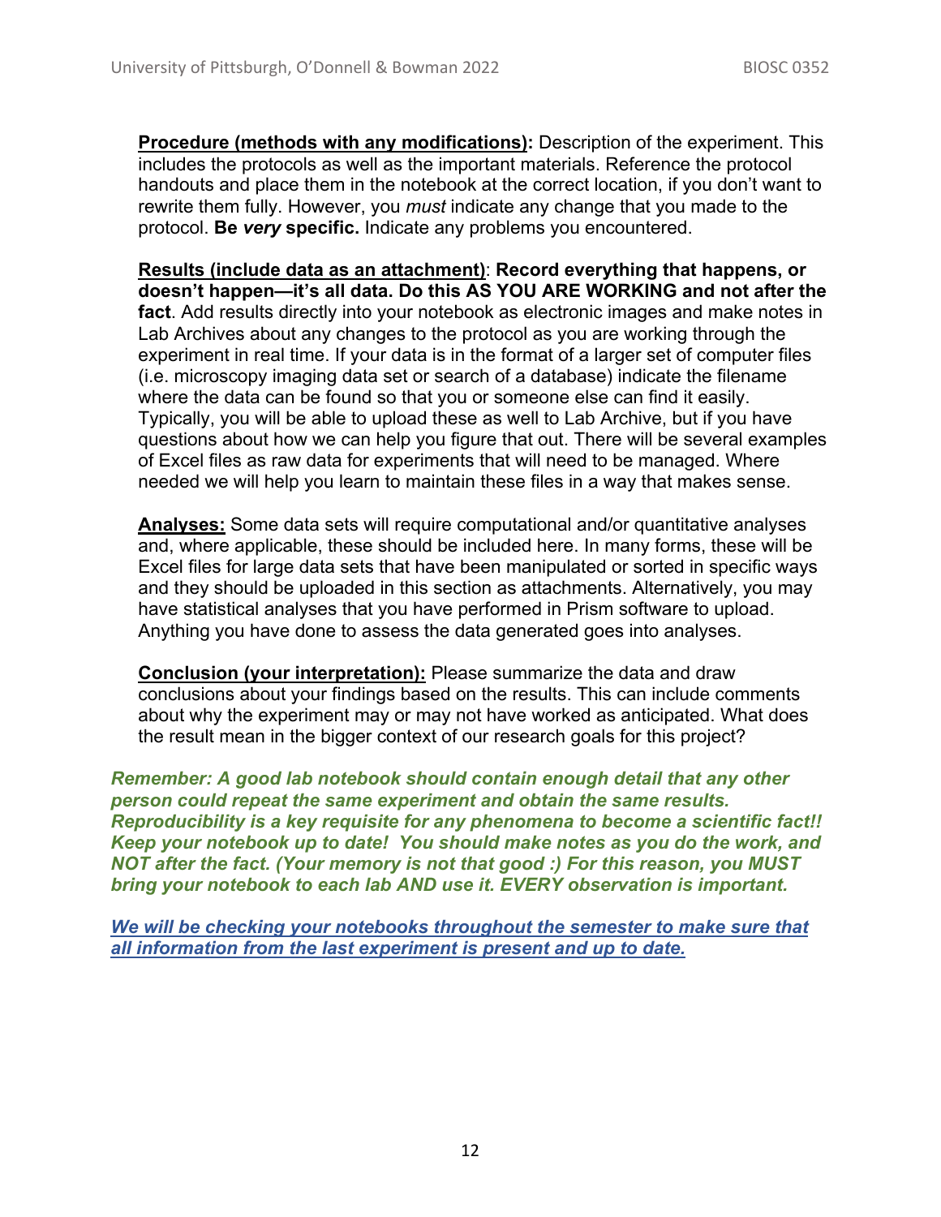**<u>Procedure (methods with any modifications)</u>:** Description of the experiment. This includes the protocols as well as the important materials. Reference the protocol handouts and place them in the notebook at the correct location, if you don't want to rewrite them fully. However, you *must* indicate any change that you made to the protocol. **Be *very* specific.** Indicate any problems you encountered.

**<u>Results (include data as an attachment)</u>**: **Record everything that happens, or doesn't happen—it's all data. Do this AS YOU ARE WORKING and not after the fact**. Add results directly into your notebook as electronic images and make notes in Lab Archives about any changes to the protocol as you are working through the experiment in real time. If your data is in the format of a larger set of computer files (i.e. microscopy imaging data set or search of a database) indicate the filename where the data can be found so that you or someone else can find it easily. Typically, you will be able to upload these as well to Lab Archive, but if you have questions about how we can help you figure that out. There will be several examples of Excel files as raw data for experiments that will need to be managed. Where needed we will help you learn to maintain these files in a way that makes sense.

**<u>Analyses:</u>** Some data sets will require computational and/or quantitative analyses and, where applicable, these should be included here. In many forms, these will be Excel files for large data sets that have been manipulated or sorted in specific ways and they should be uploaded in this section as attachments. Alternatively, you may have statistical analyses that you have performed in Prism software to upload. Anything you have done to assess the data generated goes into analyses.

**<u>Conclusion (your interpretation):</u>** Please summarize the data and draw conclusions about your findings based on the results. This can include comments about why the experiment may or may not have worked as anticipated. What does the result mean in the bigger context of our research goals for this project?

***Remember: A good lab notebook should contain enough detail that any other person could repeat the same experiment and obtain the same results. Reproducibility is a key requisite for any phenomena to become a scientific fact!! Keep your notebook up to date! You should make notes as you do the work, and NOT after the fact. (Your memory is not that good :) For this reason, you MUST bring your notebook to each lab AND use it. EVERY observation is important.***

***<u>We will be checking your notebooks throughout the semester to make sure that all information from the last experiment is present and up to date.</u>***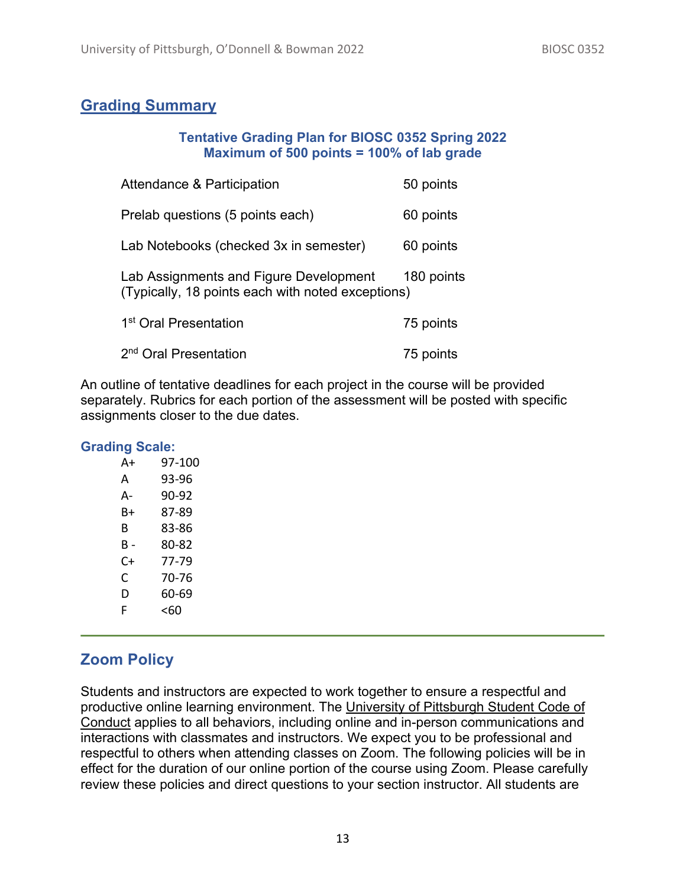## Grading Summary

**Tentative Grading Plan for BIOSC 0352 Spring 2022**
**Maximum of 500 points = 100% of lab grade**

| | |
|---|---|
| Attendance & Participation | 50 points |
| Prelab questions (5 points each) | 60 points |
| Lab Notebooks (checked 3x in semester) | 60 points |
| Lab Assignments and Figure Development (Typically, 18 points each with noted exceptions) | 180 points |
| 1st Oral Presentation | 75 points |
| 2nd Oral Presentation | 75 points |

An outline of tentative deadlines for each project in the course will be provided separately. Rubrics for each portion of the assessment will be posted with specific assignments closer to the due dates.

### Grading Scale:

| | |
|---|---|
| A+ | 97-100 |
| A | 93-96 |
| A- | 90-92 |
| B+ | 87-89 |
| B | 83-86 |
| B - | 80-82 |
| C+ | 77-79 |
| C | 70-76 |
| D | 60-69 |
| F | <60 |

---

## Zoom Policy

Students and instructors are expected to work together to ensure a respectful and productive online learning environment. The University of Pittsburgh Student Code of Conduct applies to all behaviors, including online and in-person communications and interactions with classmates and instructors. We expect you to be professional and respectful to others when attending classes on Zoom. The following policies will be in effect for the duration of our online portion of the course using Zoom. Please carefully review these policies and direct questions to your section instructor. All students are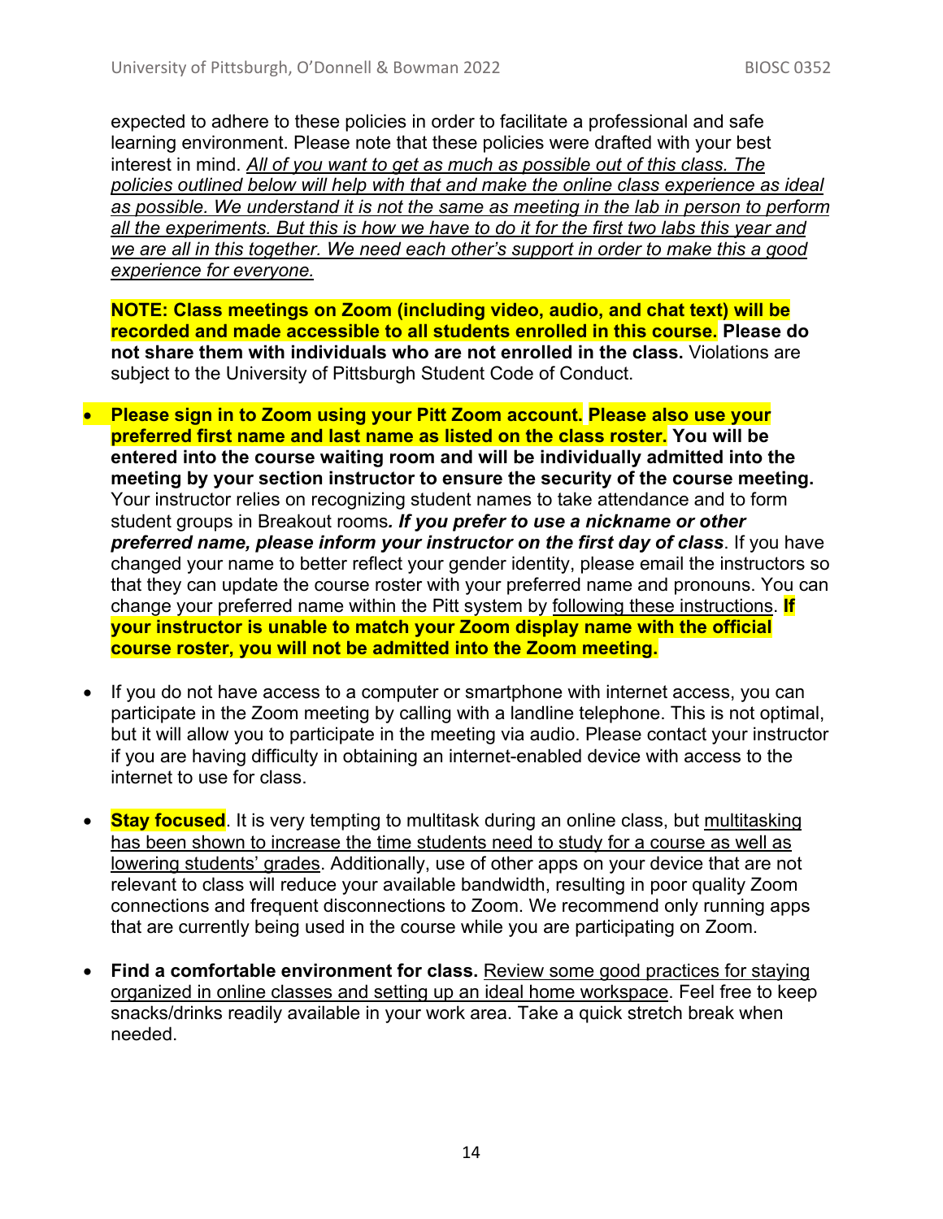expected to adhere to these policies in order to facilitate a professional and safe learning environment. Please note that these policies were drafted with your best interest in mind. *All of you want to get as much as possible out of this class. The policies outlined below will help with that and make the online class experience as ideal as possible. We understand it is not the same as meeting in the lab in person to perform all the experiments. But this is how we have to do it for the first two labs this year and we are all in this together. We need each other's support in order to make this a good experience for everyone.*

**NOTE: Class meetings on Zoom (including video, audio, and chat text) will be recorded and made accessible to all students enrolled in this course. Please do not share them with individuals who are not enrolled in the class.** Violations are subject to the University of Pittsburgh Student Code of Conduct.

- **Please sign in to Zoom using your Pitt Zoom account. Please also use your preferred first name and last name as listed on the class roster. You will be entered into the course waiting room and will be individually admitted into the meeting by your section instructor to ensure the security of the course meeting.** Your instructor relies on recognizing student names to take attendance and to form student groups in Breakout rooms***. If you prefer to use a nickname or other preferred name, please inform your instructor on the first day of class***. If you have changed your name to better reflect your gender identity, please email the instructors so that they can update the course roster with your preferred name and pronouns. You can change your preferred name within the Pitt system by following these instructions. **If your instructor is unable to match your Zoom display name with the official course roster, you will not be admitted into the Zoom meeting.**

- If you do not have access to a computer or smartphone with internet access, you can participate in the Zoom meeting by calling with a landline telephone. This is not optimal, but it will allow you to participate in the meeting via audio. Please contact your instructor if you are having difficulty in obtaining an internet-enabled device with access to the internet to use for class.

- **Stay focused**. It is very tempting to multitask during an online class, but multitasking has been shown to increase the time students need to study for a course as well as lowering students' grades. Additionally, use of other apps on your device that are not relevant to class will reduce your available bandwidth, resulting in poor quality Zoom connections and frequent disconnections to Zoom. We recommend only running apps that are currently being used in the course while you are participating on Zoom.

- **Find a comfortable environment for class.** Review some good practices for staying organized in online classes and setting up an ideal home workspace. Feel free to keep snacks/drinks readily available in your work area. Take a quick stretch break when needed.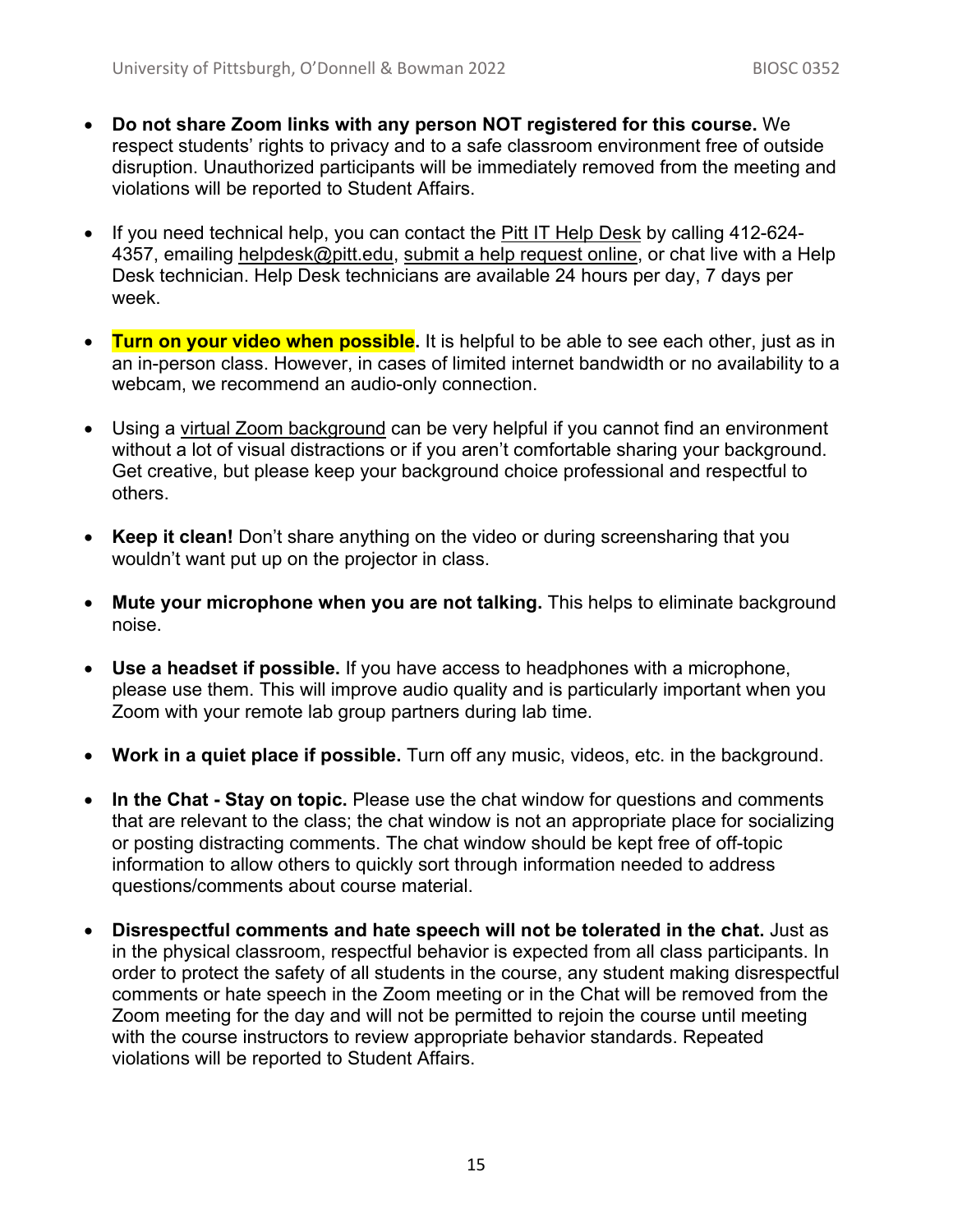- **Do not share Zoom links with any person NOT registered for this course.** We respect students' rights to privacy and to a safe classroom environment free of outside disruption. Unauthorized participants will be immediately removed from the meeting and violations will be reported to Student Affairs.

- If you need technical help, you can contact the Pitt IT Help Desk by calling 412-624-4357, emailing helpdesk@pitt.edu, submit a help request online, or chat live with a Help Desk technician. Help Desk technicians are available 24 hours per day, 7 days per week.

- **Turn on your video when possible.** It is helpful to be able to see each other, just as in an in-person class. However, in cases of limited internet bandwidth or no availability to a webcam, we recommend an audio-only connection.

- Using a virtual Zoom background can be very helpful if you cannot find an environment without a lot of visual distractions or if you aren't comfortable sharing your background. Get creative, but please keep your background choice professional and respectful to others.

- **Keep it clean!** Don't share anything on the video or during screensharing that you wouldn't want put up on the projector in class.

- **Mute your microphone when you are not talking.** This helps to eliminate background noise.

- **Use a headset if possible.** If you have access to headphones with a microphone, please use them. This will improve audio quality and is particularly important when you Zoom with your remote lab group partners during lab time.

- **Work in a quiet place if possible.** Turn off any music, videos, etc. in the background.

- **In the Chat - Stay on topic.** Please use the chat window for questions and comments that are relevant to the class; the chat window is not an appropriate place for socializing or posting distracting comments. The chat window should be kept free of off-topic information to allow others to quickly sort through information needed to address questions/comments about course material.

- **Disrespectful comments and hate speech will not be tolerated in the chat.** Just as in the physical classroom, respectful behavior is expected from all class participants. In order to protect the safety of all students in the course, any student making disrespectful comments or hate speech in the Zoom meeting or in the Chat will be removed from the Zoom meeting for the day and will not be permitted to rejoin the course until meeting with the course instructors to review appropriate behavior standards. Repeated violations will be reported to Student Affairs.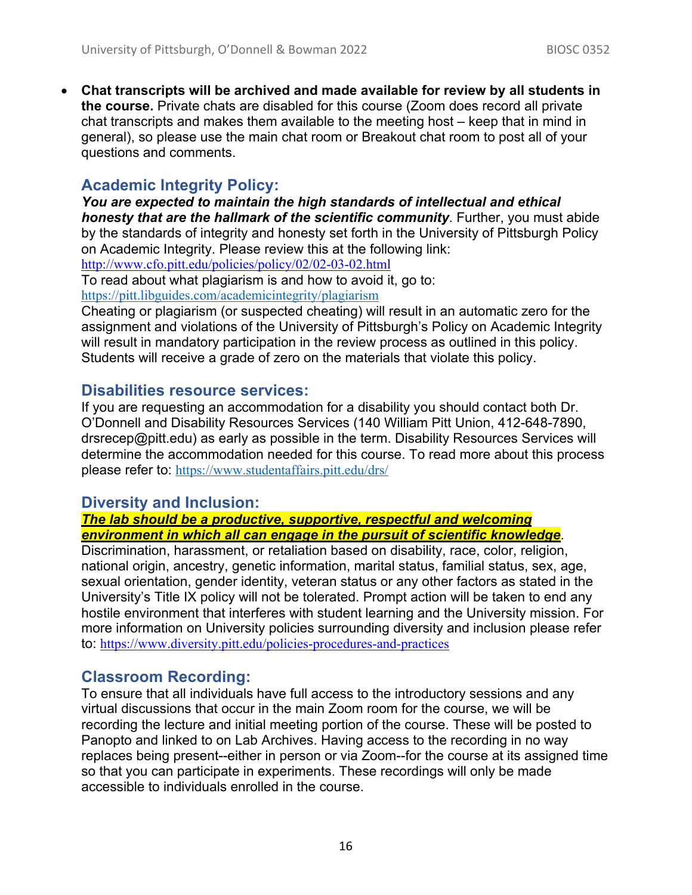- **Chat transcripts will be archived and made available for review by all students in the course.** Private chats are disabled for this course (Zoom does record all private chat transcripts and makes them available to the meeting host – keep that in mind in general), so please use the main chat room or Breakout chat room to post all of your questions and comments.

## Academic Integrity Policy:

***You are expected to maintain the high standards of intellectual and ethical honesty that are the hallmark of the scientific community***. Further, you must abide by the standards of integrity and honesty set forth in the University of Pittsburgh Policy on Academic Integrity. Please review this at the following link:
http://www.cfo.pitt.edu/policies/policy/02/02-03-02.html
To read about what plagiarism is and how to avoid it, go to:
https://pitt.libguides.com/academicintegrity/plagiarism
Cheating or plagiarism (or suspected cheating) will result in an automatic zero for the assignment and violations of the University of Pittsburgh's Policy on Academic Integrity will result in mandatory participation in the review process as outlined in this policy. Students will receive a grade of zero on the materials that violate this policy.

## Disabilities resource services:

If you are requesting an accommodation for a disability you should contact both Dr. O'Donnell and Disability Resources Services (140 William Pitt Union, 412-648-7890, drsrecep@pitt.edu) as early as possible in the term. Disability Resources Services will determine the accommodation needed for this course. To read more about this process please refer to: https://www.studentaffairs.pitt.edu/drs/

## Diversity and Inclusion:

***The lab should be a productive, supportive, respectful and welcoming environment in which all can engage in the pursuit of scientific knowledge***.
Discrimination, harassment, or retaliation based on disability, race, color, religion, national origin, ancestry, genetic information, marital status, familial status, sex, age, sexual orientation, gender identity, veteran status or any other factors as stated in the University's Title IX policy will not be tolerated. Prompt action will be taken to end any hostile environment that interferes with student learning and the University mission. For more information on University policies surrounding diversity and inclusion please refer to: https://www.diversity.pitt.edu/policies-procedures-and-practices

## Classroom Recording:

To ensure that all individuals have full access to the introductory sessions and any virtual discussions that occur in the main Zoom room for the course, we will be recording the lecture and initial meeting portion of the course. These will be posted to Panopto and linked to on Lab Archives. Having access to the recording in no way replaces being present--either in person or via Zoom--for the course at its assigned time so that you can participate in experiments. These recordings will only be made accessible to individuals enrolled in the course.